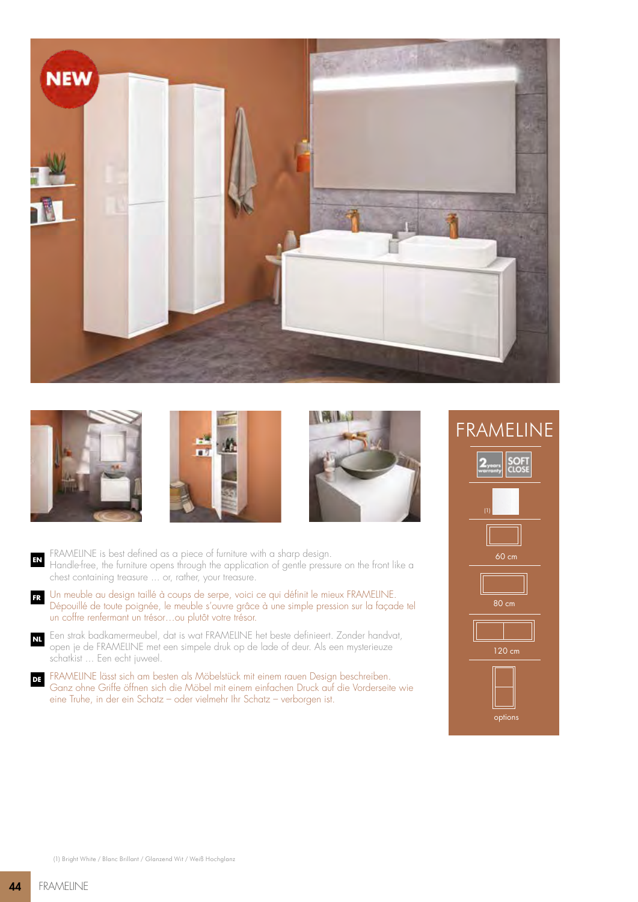NEW

# FRAMELINE

2 years warranty | SOFT CLOSE

(1)

60 cm

80 cm

120 cm

options

**EN** FRAMELINE is best defined as a piece of furniture with a sharp design. Handle-free, the furniture opens through the application of gentle pressure on the front like a chest containing treasure ... or, rather, your treasure.

**FR** Un meuble au design taillé à coups de serpe, voici ce qui définit le mieux FRAMELINE. Dépouillé de toute poignée, le meuble s'ouvre grâce à une simple pression sur la façade tel un coffre renfermant un trésor…ou plutôt votre trésor.

**NL** Een strak badkamermeubel, dat is wat FRAMELINE het beste definieert. Zonder handvat, open je de FRAMELINE met een simpele druk op de lade of deur. Als een mysterieuze schatkist ... Een echt juweel.

**DE** FRAMELINE lässt sich am besten als Möbelstück mit einem rauen Design beschreiben. Ganz ohne Griffe öffnen sich die Möbel mit einem einfachen Druck auf die Vorderseite wie eine Truhe, in der ein Schatz – oder vielmehr Ihr Schatz – verborgen ist.

(1) Bright White / Blanc Brillant / Glanzend Wit / Weiß Hochglanz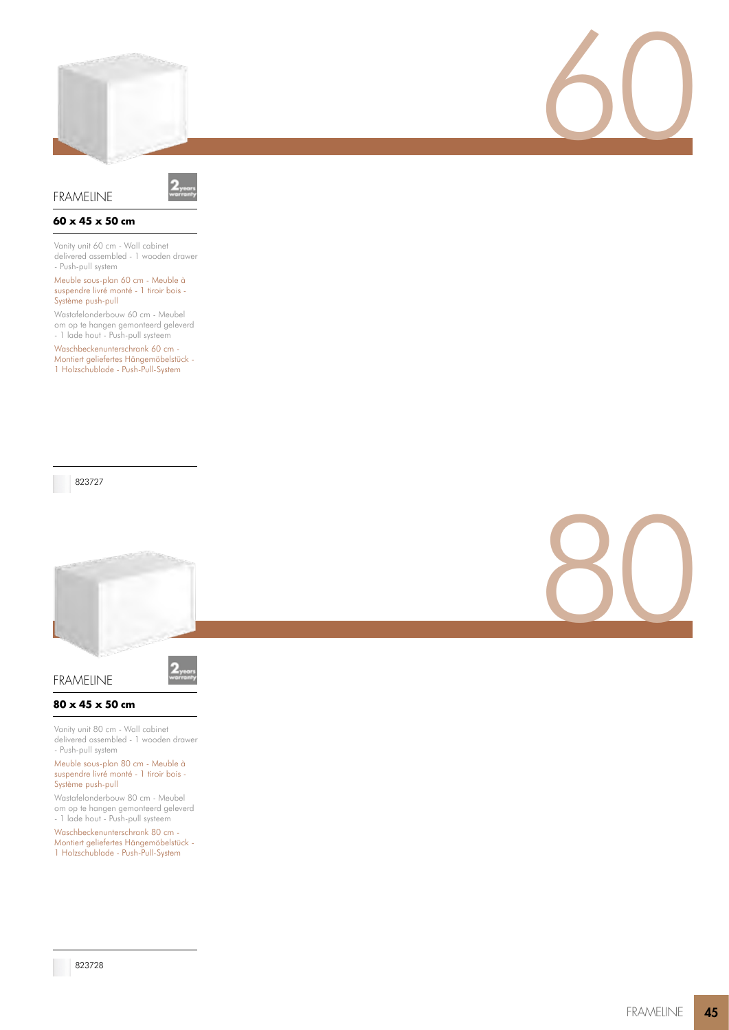60

## FRAMELINE

2 years warranty

**60 x 45 x 50 cm**

Vanity unit 60 cm - Wall cabinet delivered assembled - 1 wooden drawer - Push-pull system

Meuble sous-plan 60 cm - Meuble à suspendre livré monté - 1 tiroir bois - Système push-pull

Wastafelonderbouw 60 cm - Meubel om op te hangen gemonteerd geleverd - 1 lade hout - Push-pull systeem

Waschbeckenunterschrank 60 cm - Montiert geliefertes Hängemöbelstück - 1 Holzschublade - Push-Pull-System

823727

80

## FRAMELINE

2 years warranty

**80 x 45 x 50 cm**

Vanity unit 80 cm - Wall cabinet delivered assembled - 1 wooden drawer - Push-pull system

Meuble sous-plan 80 cm - Meuble à suspendre livré monté - 1 tiroir bois - Système push-pull

Wastafelonderbouw 80 cm - Meubel om op te hangen gemonteerd geleverd - 1 lade hout - Push-pull systeem

Waschbeckenunterschrank 80 cm - Montiert geliefertes Hängemöbelstück - 1 Holzschublade - Push-Pull-System

823728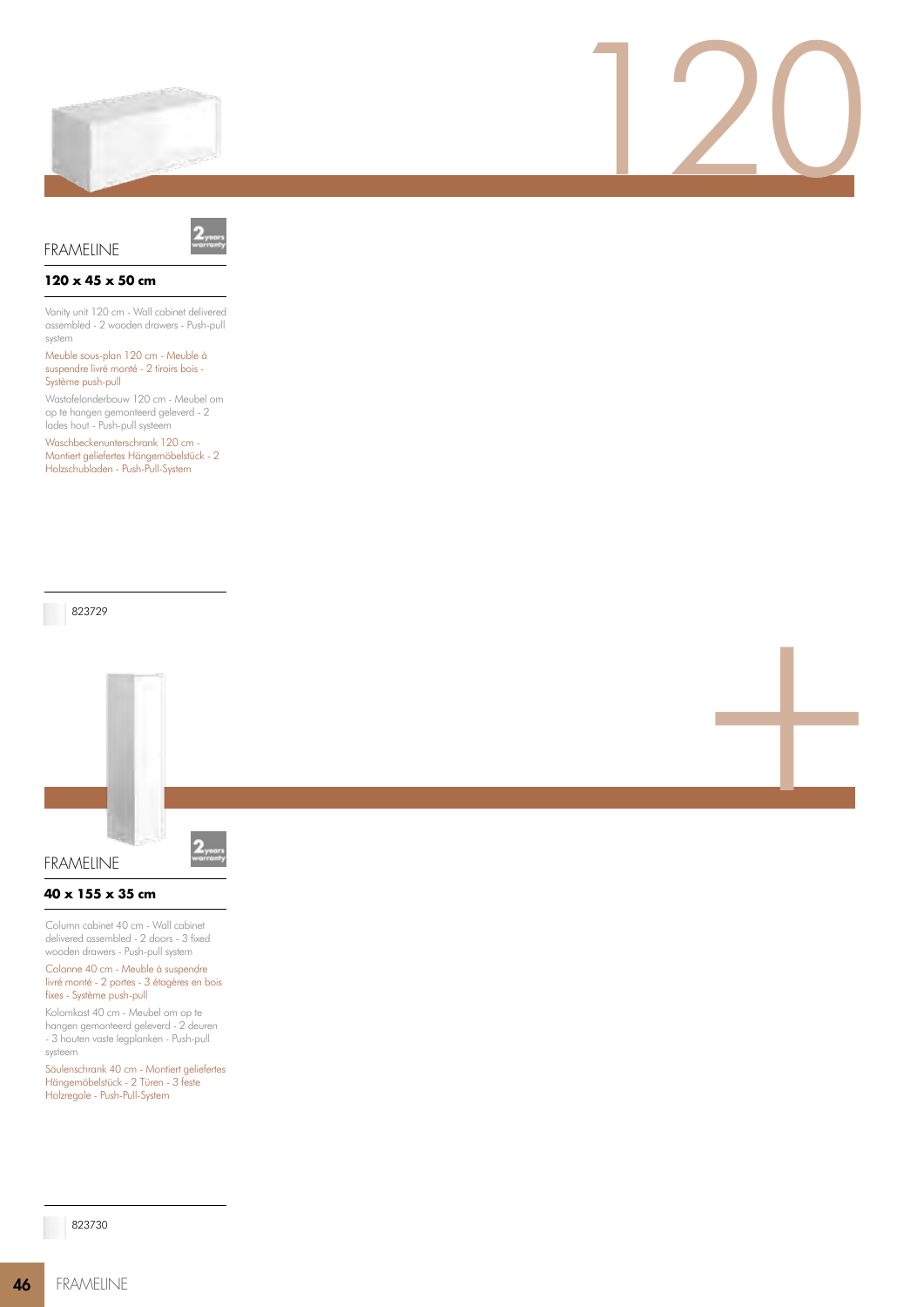120

## FRAMELINE

2 years warranty

**120 x 45 x 50 cm**

Vanity unit 120 cm - Wall cabinet delivered assembled - 2 wooden drawers - Push-pull system

Meuble sous-plan 120 cm - Meuble à suspendre livré monté - 2 tiroirs bois - Système push-pull

Wastafelonderbouw 120 cm - Meubel om op te hangen gemonteerd geleverd - 2 lades hout - Push-pull systeem

Waschbeckenunterschrank 120 cm - Montiert geliefertes Hängemöbelstück - 2 Holzschubladen - Push-Pull-System

823729

+

## FRAMELINE

2 years warranty

**40 x 155 x 35 cm**

Column cabinet 40 cm - Wall cabinet delivered assembled - 2 doors - 3 fixed wooden drawers - Push-pull system

Colonne 40 cm - Meuble à suspendre livré monté - 2 portes - 3 étagères en bois fixes - Système push-pull

Kolomkast 40 cm - Meubel om op te hangen gemonteerd geleverd - 2 deuren - 3 houten vaste legplanken - Push-pull systeem

Säulenschrank 40 cm - Montiert geliefertes Hängemöbelstück - 2 Türen - 3 feste Holzregale - Push-Pull-System

823730